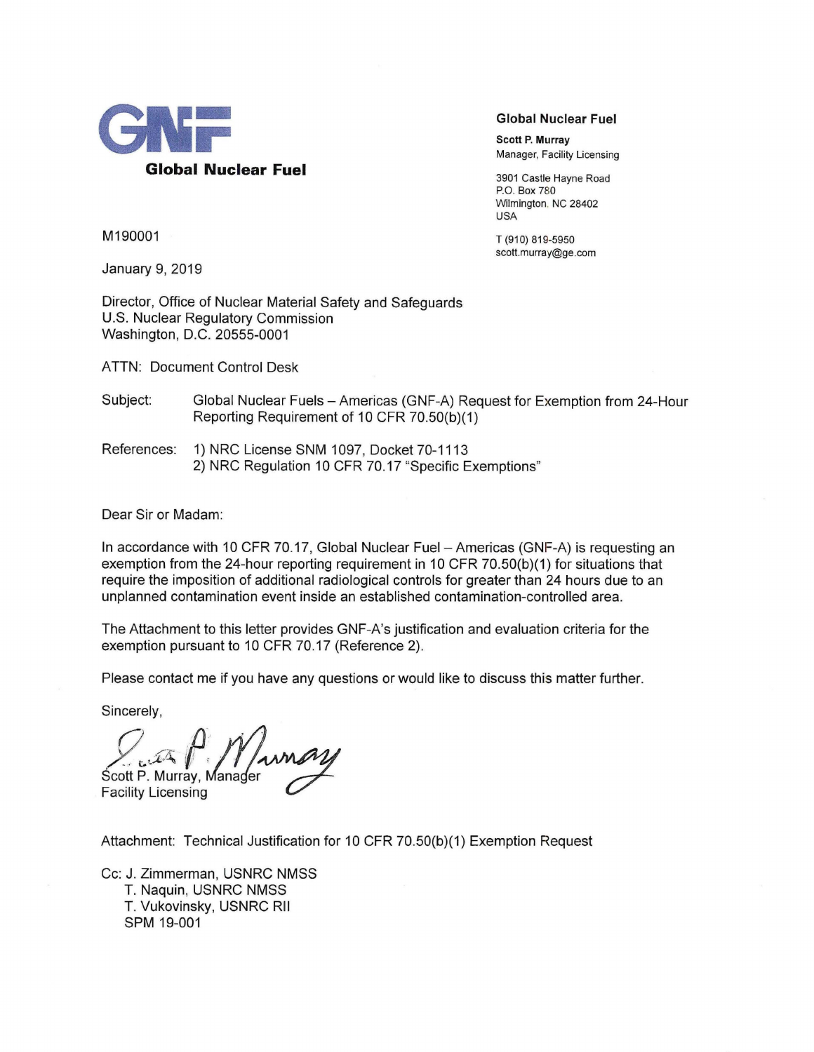**Global Nuclear Fuel**

**Global Nuclear Fuel**

**Scott P. Murray**
Manager, Facility Licensing

3901 Castle Hayne Road
P.O. Box 780
Wilmington, NC 28402
USA

T (910) 819-5950
scott.murray@ge.com

M190001

January 9, 2019

Director, Office of Nuclear Material Safety and Safeguards
U.S. Nuclear Regulatory Commission
Washington, D.C. 20555-0001

ATTN: Document Control Desk

Subject: Global Nuclear Fuels – Americas (GNF-A) Request for Exemption from 24-Hour Reporting Requirement of 10 CFR 70.50(b)(1)

References: 1) NRC License SNM 1097, Docket 70-1113
2) NRC Regulation 10 CFR 70.17 "Specific Exemptions"

Dear Sir or Madam:

In accordance with 10 CFR 70.17, Global Nuclear Fuel – Americas (GNF-A) is requesting an exemption from the 24-hour reporting requirement in 10 CFR 70.50(b)(1) for situations that require the imposition of additional radiological controls for greater than 24 hours due to an unplanned contamination event inside an established contamination-controlled area.

The Attachment to this letter provides GNF-A's justification and evaluation criteria for the exemption pursuant to 10 CFR 70.17 (Reference 2).

Please contact me if you have any questions or would like to discuss this matter further.

Sincerely,

Scott P. Murray, Manager
Facility Licensing

Attachment: Technical Justification for 10 CFR 70.50(b)(1) Exemption Request

Cc: J. Zimmerman, USNRC NMSS
T. Naquin, USNRC NMSS
T. Vukovinsky, USNRC RII
SPM 19-001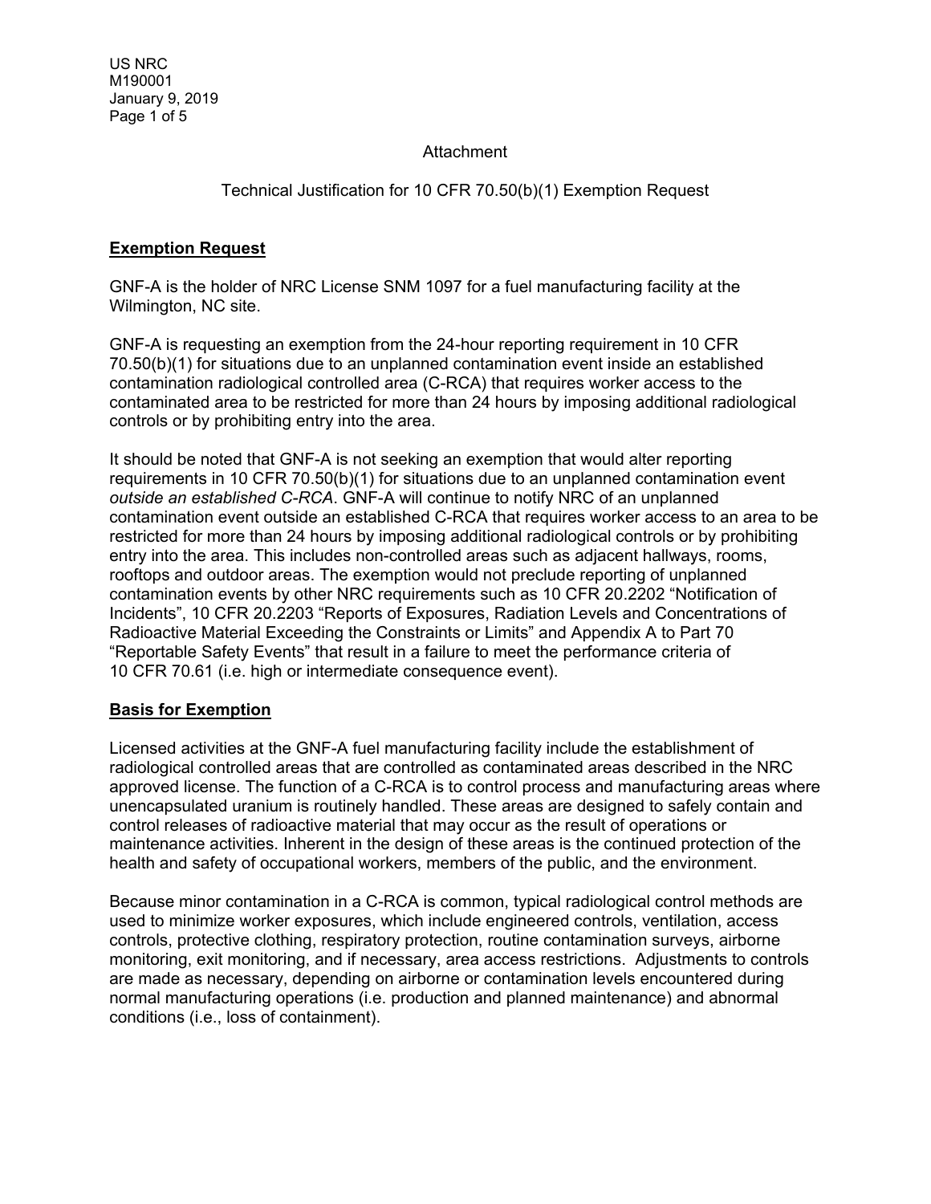Attachment

Technical Justification for 10 CFR 70.50(b)(1) Exemption Request

**Exemption Request**

GNF-A is the holder of NRC License SNM 1097 for a fuel manufacturing facility at the Wilmington, NC site.

GNF-A is requesting an exemption from the 24-hour reporting requirement in 10 CFR 70.50(b)(1) for situations due to an unplanned contamination event inside an established contamination radiological controlled area (C-RCA) that requires worker access to the contaminated area to be restricted for more than 24 hours by imposing additional radiological controls or by prohibiting entry into the area.

It should be noted that GNF-A is not seeking an exemption that would alter reporting requirements in 10 CFR 70.50(b)(1) for situations due to an unplanned contamination event *outside an established C-RCA*. GNF-A will continue to notify NRC of an unplanned contamination event outside an established C-RCA that requires worker access to an area to be restricted for more than 24 hours by imposing additional radiological controls or by prohibiting entry into the area. This includes non-controlled areas such as adjacent hallways, rooms, rooftops and outdoor areas. The exemption would not preclude reporting of unplanned contamination events by other NRC requirements such as 10 CFR 20.2202 "Notification of Incidents", 10 CFR 20.2203 "Reports of Exposures, Radiation Levels and Concentrations of Radioactive Material Exceeding the Constraints or Limits" and Appendix A to Part 70 "Reportable Safety Events" that result in a failure to meet the performance criteria of 10 CFR 70.61 (i.e. high or intermediate consequence event).

**Basis for Exemption**

Licensed activities at the GNF-A fuel manufacturing facility include the establishment of radiological controlled areas that are controlled as contaminated areas described in the NRC approved license. The function of a C-RCA is to control process and manufacturing areas where unencapsulated uranium is routinely handled. These areas are designed to safely contain and control releases of radioactive material that may occur as the result of operations or maintenance activities. Inherent in the design of these areas is the continued protection of the health and safety of occupational workers, members of the public, and the environment.

Because minor contamination in a C-RCA is common, typical radiological control methods are used to minimize worker exposures, which include engineered controls, ventilation, access controls, protective clothing, respiratory protection, routine contamination surveys, airborne monitoring, exit monitoring, and if necessary, area access restrictions. Adjustments to controls are made as necessary, depending on airborne or contamination levels encountered during normal manufacturing operations (i.e. production and planned maintenance) and abnormal conditions (i.e., loss of containment).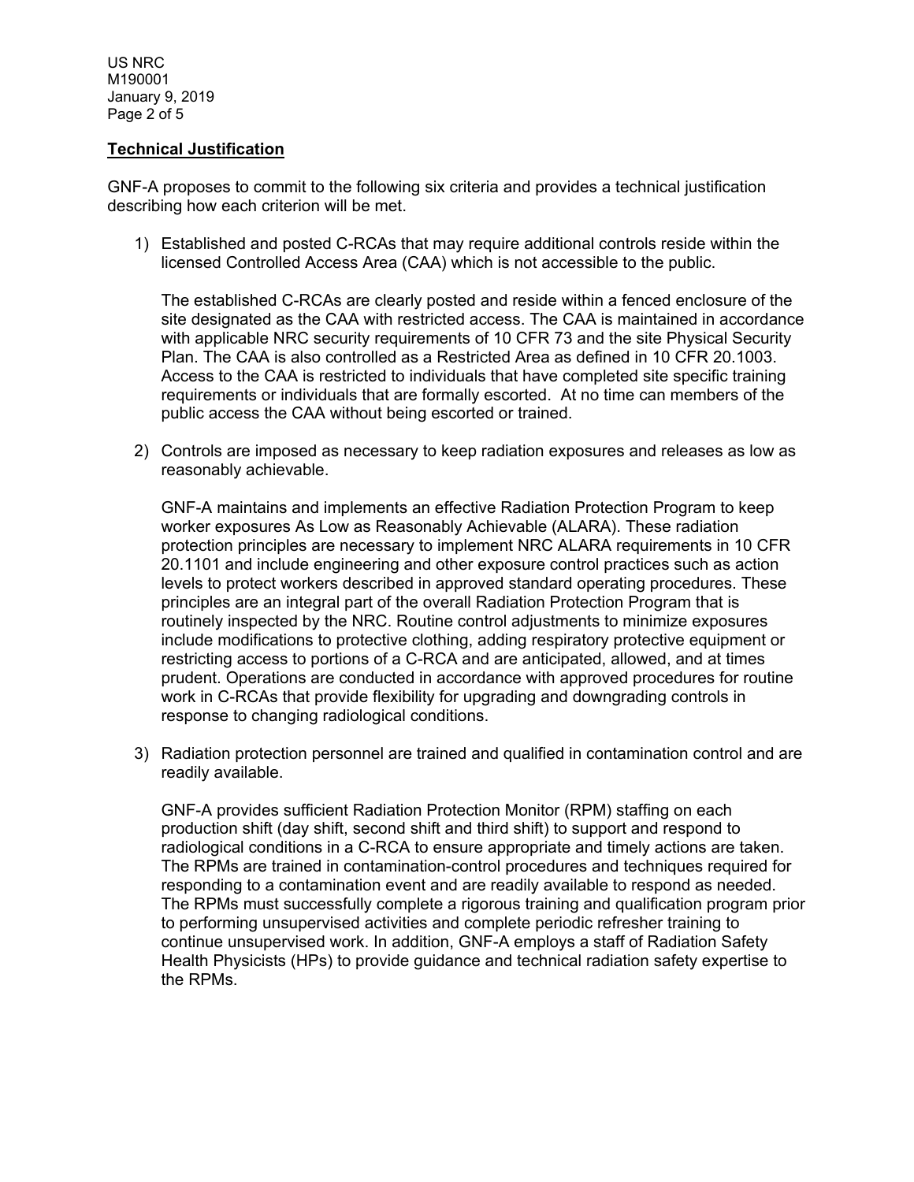## **Technical Justification**

GNF-A proposes to commit to the following six criteria and provides a technical justification describing how each criterion will be met.

1) Established and posted C-RCAs that may require additional controls reside within the licensed Controlled Access Area (CAA) which is not accessible to the public.

   The established C-RCAs are clearly posted and reside within a fenced enclosure of the site designated as the CAA with restricted access. The CAA is maintained in accordance with applicable NRC security requirements of 10 CFR 73 and the site Physical Security Plan. The CAA is also controlled as a Restricted Area as defined in 10 CFR 20.1003. Access to the CAA is restricted to individuals that have completed site specific training requirements or individuals that are formally escorted. At no time can members of the public access the CAA without being escorted or trained.

2) Controls are imposed as necessary to keep radiation exposures and releases as low as reasonably achievable.

   GNF-A maintains and implements an effective Radiation Protection Program to keep worker exposures As Low as Reasonably Achievable (ALARA). These radiation protection principles are necessary to implement NRC ALARA requirements in 10 CFR 20.1101 and include engineering and other exposure control practices such as action levels to protect workers described in approved standard operating procedures. These principles are an integral part of the overall Radiation Protection Program that is routinely inspected by the NRC. Routine control adjustments to minimize exposures include modifications to protective clothing, adding respiratory protective equipment or restricting access to portions of a C-RCA and are anticipated, allowed, and at times prudent. Operations are conducted in accordance with approved procedures for routine work in C-RCAs that provide flexibility for upgrading and downgrading controls in response to changing radiological conditions.

3) Radiation protection personnel are trained and qualified in contamination control and are readily available.

   GNF-A provides sufficient Radiation Protection Monitor (RPM) staffing on each production shift (day shift, second shift and third shift) to support and respond to radiological conditions in a C-RCA to ensure appropriate and timely actions are taken. The RPMs are trained in contamination-control procedures and techniques required for responding to a contamination event and are readily available to respond as needed. The RPMs must successfully complete a rigorous training and qualification program prior to performing unsupervised activities and complete periodic refresher training to continue unsupervised work. In addition, GNF-A employs a staff of Radiation Safety Health Physicists (HPs) to provide guidance and technical radiation safety expertise to the RPMs.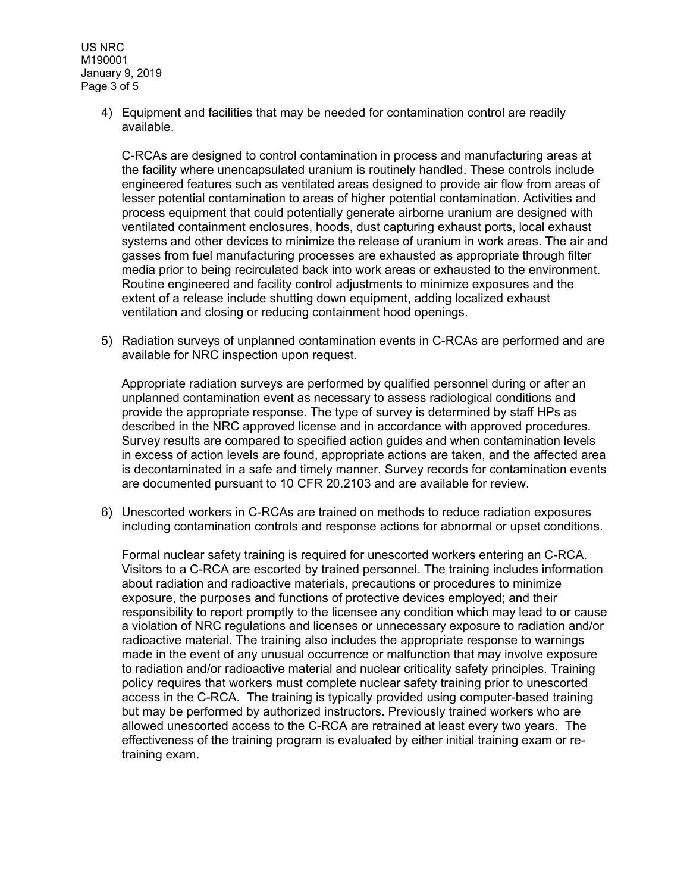4) Equipment and facilities that may be needed for contamination control are readily available.

   C-RCAs are designed to control contamination in process and manufacturing areas at the facility where unencapsulated uranium is routinely handled. These controls include engineered features such as ventilated areas designed to provide air flow from areas of lesser potential contamination to areas of higher potential contamination. Activities and process equipment that could potentially generate airborne uranium are designed with ventilated containment enclosures, hoods, dust capturing exhaust ports, local exhaust systems and other devices to minimize the release of uranium in work areas. The air and gasses from fuel manufacturing processes are exhausted as appropriate through filter media prior to being recirculated back into work areas or exhausted to the environment. Routine engineered and facility control adjustments to minimize exposures and the extent of a release include shutting down equipment, adding localized exhaust ventilation and closing or reducing containment hood openings.

5) Radiation surveys of unplanned contamination events in C-RCAs are performed and are available for NRC inspection upon request.

   Appropriate radiation surveys are performed by qualified personnel during or after an unplanned contamination event as necessary to assess radiological conditions and provide the appropriate response. The type of survey is determined by staff HPs as described in the NRC approved license and in accordance with approved procedures. Survey results are compared to specified action guides and when contamination levels in excess of action levels are found, appropriate actions are taken, and the affected area is decontaminated in a safe and timely manner. Survey records for contamination events are documented pursuant to 10 CFR 20.2103 and are available for review.

6) Unescorted workers in C-RCAs are trained on methods to reduce radiation exposures including contamination controls and response actions for abnormal or upset conditions.

   Formal nuclear safety training is required for unescorted workers entering an C-RCA. Visitors to a C-RCA are escorted by trained personnel. The training includes information about radiation and radioactive materials, precautions or procedures to minimize exposure, the purposes and functions of protective devices employed; and their responsibility to report promptly to the licensee any condition which may lead to or cause a violation of NRC regulations and licenses or unnecessary exposure to radiation and/or radioactive material. The training also includes the appropriate response to warnings made in the event of any unusual occurrence or malfunction that may involve exposure to radiation and/or radioactive material and nuclear criticality safety principles. Training policy requires that workers must complete nuclear safety training prior to unescorted access in the C-RCA. The training is typically provided using computer-based training but may be performed by authorized instructors. Previously trained workers who are allowed unescorted access to the C-RCA are retrained at least every two years. The effectiveness of the training program is evaluated by either initial training exam or re-training exam.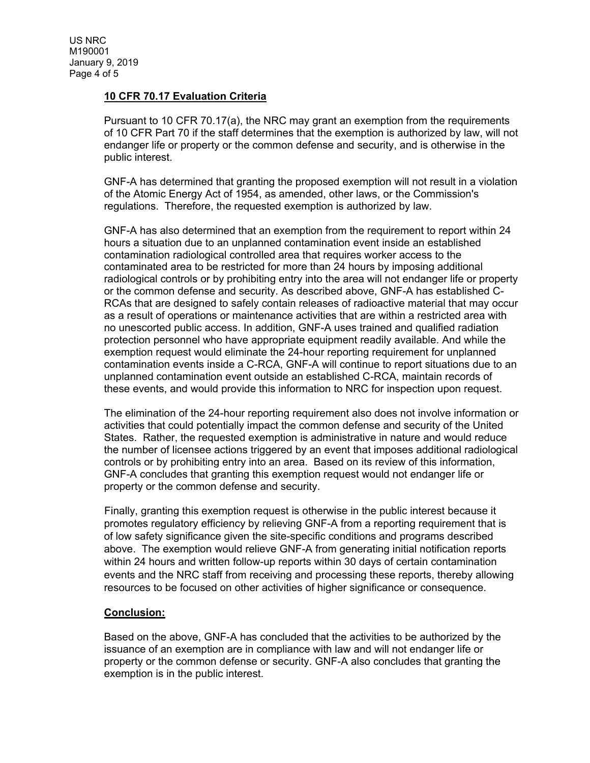**10 CFR 70.17 Evaluation Criteria**

Pursuant to 10 CFR 70.17(a), the NRC may grant an exemption from the requirements of 10 CFR Part 70 if the staff determines that the exemption is authorized by law, will not endanger life or property or the common defense and security, and is otherwise in the public interest.

GNF-A has determined that granting the proposed exemption will not result in a violation of the Atomic Energy Act of 1954, as amended, other laws, or the Commission's regulations. Therefore, the requested exemption is authorized by law.

GNF-A has also determined that an exemption from the requirement to report within 24 hours a situation due to an unplanned contamination event inside an established contamination radiological controlled area that requires worker access to the contaminated area to be restricted for more than 24 hours by imposing additional radiological controls or by prohibiting entry into the area will not endanger life or property or the common defense and security. As described above, GNF-A has established C-RCAs that are designed to safely contain releases of radioactive material that may occur as a result of operations or maintenance activities that are within a restricted area with no unescorted public access. In addition, GNF-A uses trained and qualified radiation protection personnel who have appropriate equipment readily available. And while the exemption request would eliminate the 24-hour reporting requirement for unplanned contamination events inside a C-RCA, GNF-A will continue to report situations due to an unplanned contamination event outside an established C-RCA, maintain records of these events, and would provide this information to NRC for inspection upon request.

The elimination of the 24-hour reporting requirement also does not involve information or activities that could potentially impact the common defense and security of the United States. Rather, the requested exemption is administrative in nature and would reduce the number of licensee actions triggered by an event that imposes additional radiological controls or by prohibiting entry into an area. Based on its review of this information, GNF-A concludes that granting this exemption request would not endanger life or property or the common defense and security.

Finally, granting this exemption request is otherwise in the public interest because it promotes regulatory efficiency by relieving GNF-A from a reporting requirement that is of low safety significance given the site-specific conditions and programs described above. The exemption would relieve GNF-A from generating initial notification reports within 24 hours and written follow-up reports within 30 days of certain contamination events and the NRC staff from receiving and processing these reports, thereby allowing resources to be focused on other activities of higher significance or consequence.

**Conclusion:**

Based on the above, GNF-A has concluded that the activities to be authorized by the issuance of an exemption are in compliance with law and will not endanger life or property or the common defense or security. GNF-A also concludes that granting the exemption is in the public interest.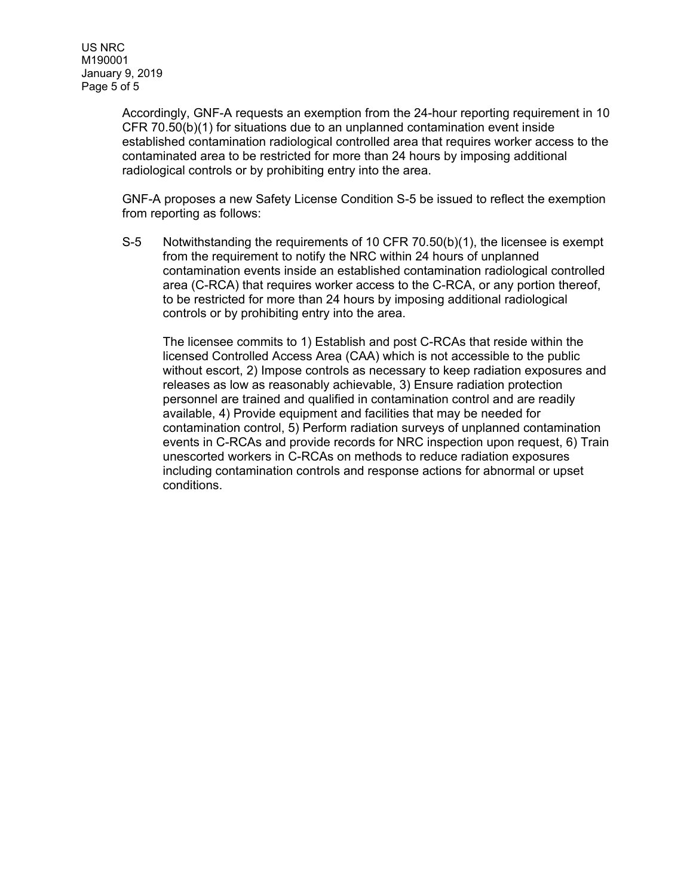Accordingly, GNF-A requests an exemption from the 24-hour reporting requirement in 10 CFR 70.50(b)(1) for situations due to an unplanned contamination event inside established contamination radiological controlled area that requires worker access to the contaminated area to be restricted for more than 24 hours by imposing additional radiological controls or by prohibiting entry into the area.

GNF-A proposes a new Safety License Condition S-5 be issued to reflect the exemption from reporting as follows:

S-5 Notwithstanding the requirements of 10 CFR 70.50(b)(1), the licensee is exempt from the requirement to notify the NRC within 24 hours of unplanned contamination events inside an established contamination radiological controlled area (C-RCA) that requires worker access to the C-RCA, or any portion thereof, to be restricted for more than 24 hours by imposing additional radiological controls or by prohibiting entry into the area.

The licensee commits to 1) Establish and post C-RCAs that reside within the licensed Controlled Access Area (CAA) which is not accessible to the public without escort, 2) Impose controls as necessary to keep radiation exposures and releases as low as reasonably achievable, 3) Ensure radiation protection personnel are trained and qualified in contamination control and are readily available, 4) Provide equipment and facilities that may be needed for contamination control, 5) Perform radiation surveys of unplanned contamination events in C-RCAs and provide records for NRC inspection upon request, 6) Train unescorted workers in C-RCAs on methods to reduce radiation exposures including contamination controls and response actions for abnormal or upset conditions.